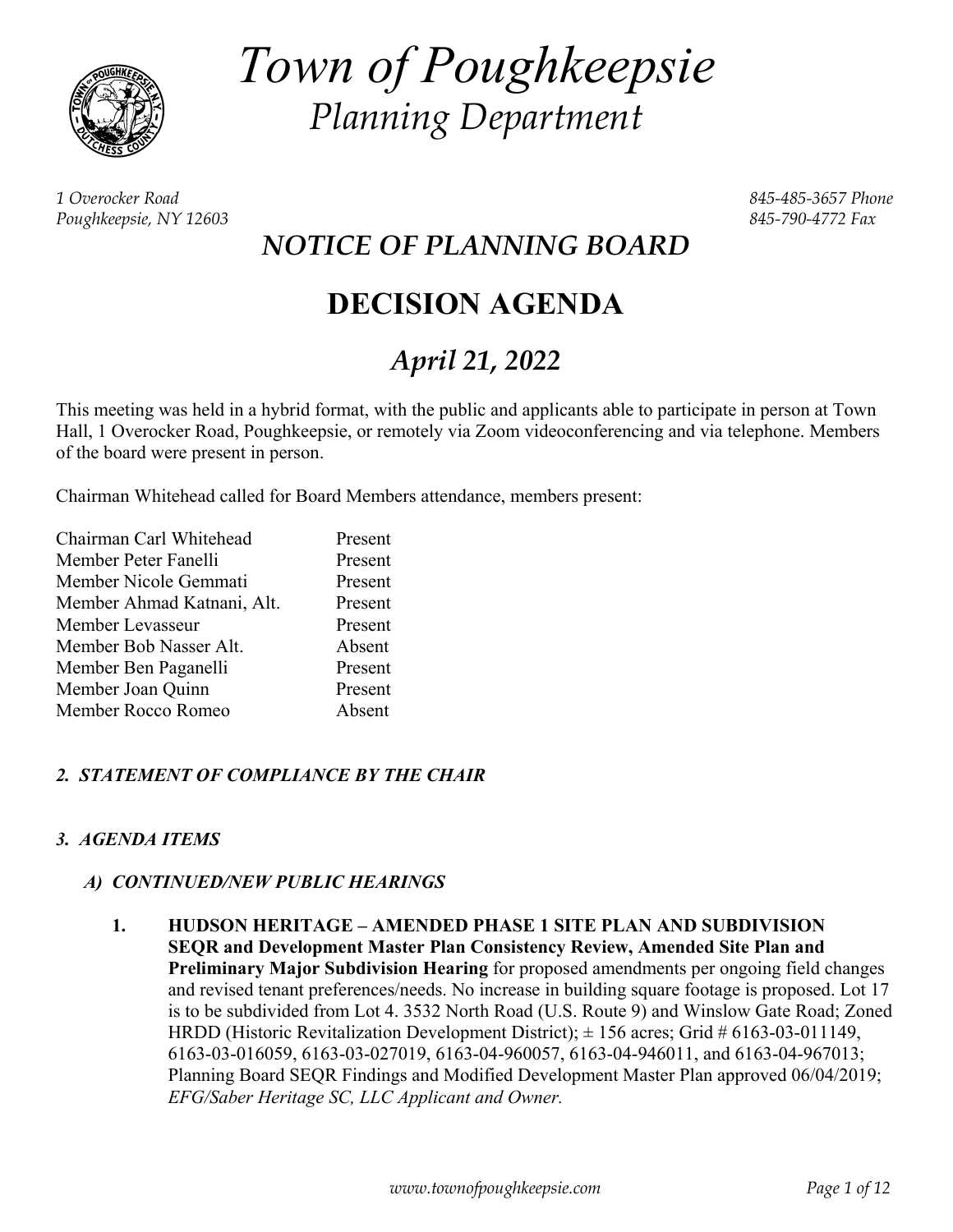# *Town of Poughkeepsie*
## *Planning Department*

*1 Overocker Road*
*Poughkeepsie, NY 12603*

*845-485-3657 Phone*
*845-790-4772 Fax*

## *NOTICE OF PLANNING BOARD*

# DECISION AGENDA

## *April 21, 2022*

This meeting was held in a hybrid format, with the public and applicants able to participate in person at Town Hall, 1 Overocker Road, Poughkeepsie, or remotely via Zoom videoconferencing and via telephone. Members of the board were present in person.

Chairman Whitehead called for Board Members attendance, members present:

| | |
|---|---|
| Chairman Carl Whitehead | Present |
| Member Peter Fanelli | Present |
| Member Nicole Gemmati | Present |
| Member Ahmad Katnani, Alt. | Present |
| Member Levasseur | Present |
| Member Bob Nasser Alt. | Absent |
| Member Ben Paganelli | Present |
| Member Joan Quinn | Present |
| Member Rocco Romeo | Absent |

### *2. STATEMENT OF COMPLIANCE BY THE CHAIR*

### *3. AGENDA ITEMS*

#### *A) CONTINUED/NEW PUBLIC HEARINGS*

1. **HUDSON HERITAGE – AMENDED PHASE 1 SITE PLAN AND SUBDIVISION SEQR and Development Master Plan Consistency Review, Amended Site Plan and Preliminary Major Subdivision Hearing** for proposed amendments per ongoing field changes and revised tenant preferences/needs. No increase in building square footage is proposed. Lot 17 is to be subdivided from Lot 4. 3532 North Road (U.S. Route 9) and Winslow Gate Road; Zoned HRDD (Historic Revitalization Development District); ± 156 acres; Grid # 6163-03-011149, 6163-03-016059, 6163-03-027019, 6163-04-960057, 6163-04-946011, and 6163-04-967013; Planning Board SEQR Findings and Modified Development Master Plan approved 06/04/2019; *EFG/Saber Heritage SC, LLC Applicant and Owner.*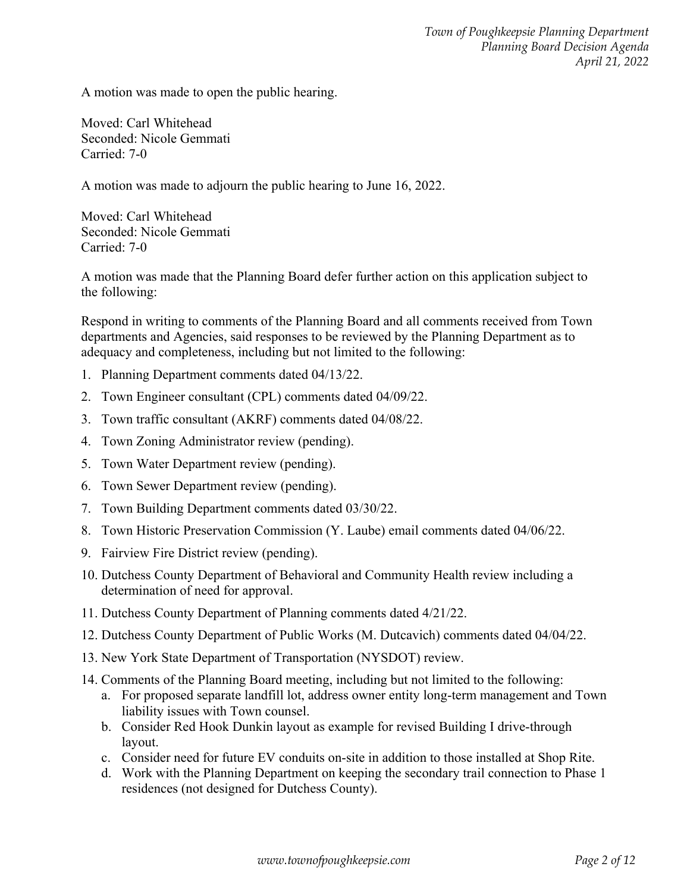A motion was made to open the public hearing.

Moved: Carl Whitehead
Seconded: Nicole Gemmati
Carried: 7-0

A motion was made to adjourn the public hearing to June 16, 2022.

Moved: Carl Whitehead
Seconded: Nicole Gemmati
Carried: 7-0

A motion was made that the Planning Board defer further action on this application subject to the following:

Respond in writing to comments of the Planning Board and all comments received from Town departments and Agencies, said responses to be reviewed by the Planning Department as to adequacy and completeness, including but not limited to the following:

1. Planning Department comments dated 04/13/22.
2. Town Engineer consultant (CPL) comments dated 04/09/22.
3. Town traffic consultant (AKRF) comments dated 04/08/22.
4. Town Zoning Administrator review (pending).
5. Town Water Department review (pending).
6. Town Sewer Department review (pending).
7. Town Building Department comments dated 03/30/22.
8. Town Historic Preservation Commission (Y. Laube) email comments dated 04/06/22.
9. Fairview Fire District review (pending).
10. Dutchess County Department of Behavioral and Community Health review including a determination of need for approval.
11. Dutchess County Department of Planning comments dated 4/21/22.
12. Dutchess County Department of Public Works (M. Dutcavich) comments dated 04/04/22.
13. New York State Department of Transportation (NYSDOT) review.
14. Comments of the Planning Board meeting, including but not limited to the following:
    a. For proposed separate landfill lot, address owner entity long-term management and Town liability issues with Town counsel.
    b. Consider Red Hook Dunkin layout as example for revised Building I drive-through layout.
    c. Consider need for future EV conduits on-site in addition to those installed at Shop Rite.
    d. Work with the Planning Department on keeping the secondary trail connection to Phase 1 residences (not designed for Dutchess County).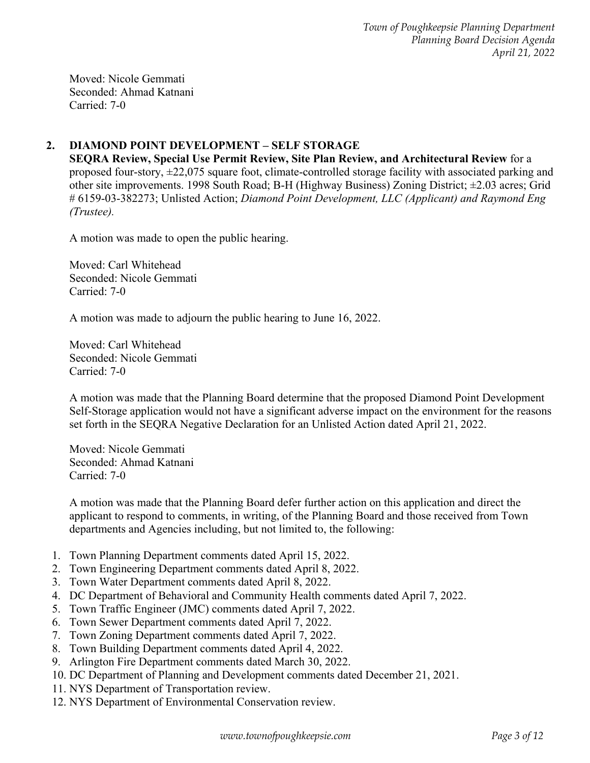Moved: Nicole Gemmati
Seconded: Ahmad Katnani
Carried: 7-0

## 2. DIAMOND POINT DEVELOPMENT – SELF STORAGE

**SEQRA Review, Special Use Permit Review, Site Plan Review, and Architectural Review** for a proposed four-story, ±22,075 square foot, climate-controlled storage facility with associated parking and other site improvements. 1998 South Road; B-H (Highway Business) Zoning District; ±2.03 acres; Grid # 6159-03-382273; Unlisted Action; *Diamond Point Development, LLC (Applicant) and Raymond Eng (Trustee).*

A motion was made to open the public hearing.

Moved: Carl Whitehead
Seconded: Nicole Gemmati
Carried: 7-0

A motion was made to adjourn the public hearing to June 16, 2022.

Moved: Carl Whitehead
Seconded: Nicole Gemmati
Carried: 7-0

A motion was made that the Planning Board determine that the proposed Diamond Point Development Self-Storage application would not have a significant adverse impact on the environment for the reasons set forth in the SEQRA Negative Declaration for an Unlisted Action dated April 21, 2022.

Moved: Nicole Gemmati
Seconded: Ahmad Katnani
Carried: 7-0

A motion was made that the Planning Board defer further action on this application and direct the applicant to respond to comments, in writing, of the Planning Board and those received from Town departments and Agencies including, but not limited to, the following:

1. Town Planning Department comments dated April 15, 2022.
2. Town Engineering Department comments dated April 8, 2022.
3. Town Water Department comments dated April 8, 2022.
4. DC Department of Behavioral and Community Health comments dated April 7, 2022.
5. Town Traffic Engineer (JMC) comments dated April 7, 2022.
6. Town Sewer Department comments dated April 7, 2022.
7. Town Zoning Department comments dated April 7, 2022.
8. Town Building Department comments dated April 4, 2022.
9. Arlington Fire Department comments dated March 30, 2022.
10. DC Department of Planning and Development comments dated December 21, 2021.
11. NYS Department of Transportation review.
12. NYS Department of Environmental Conservation review.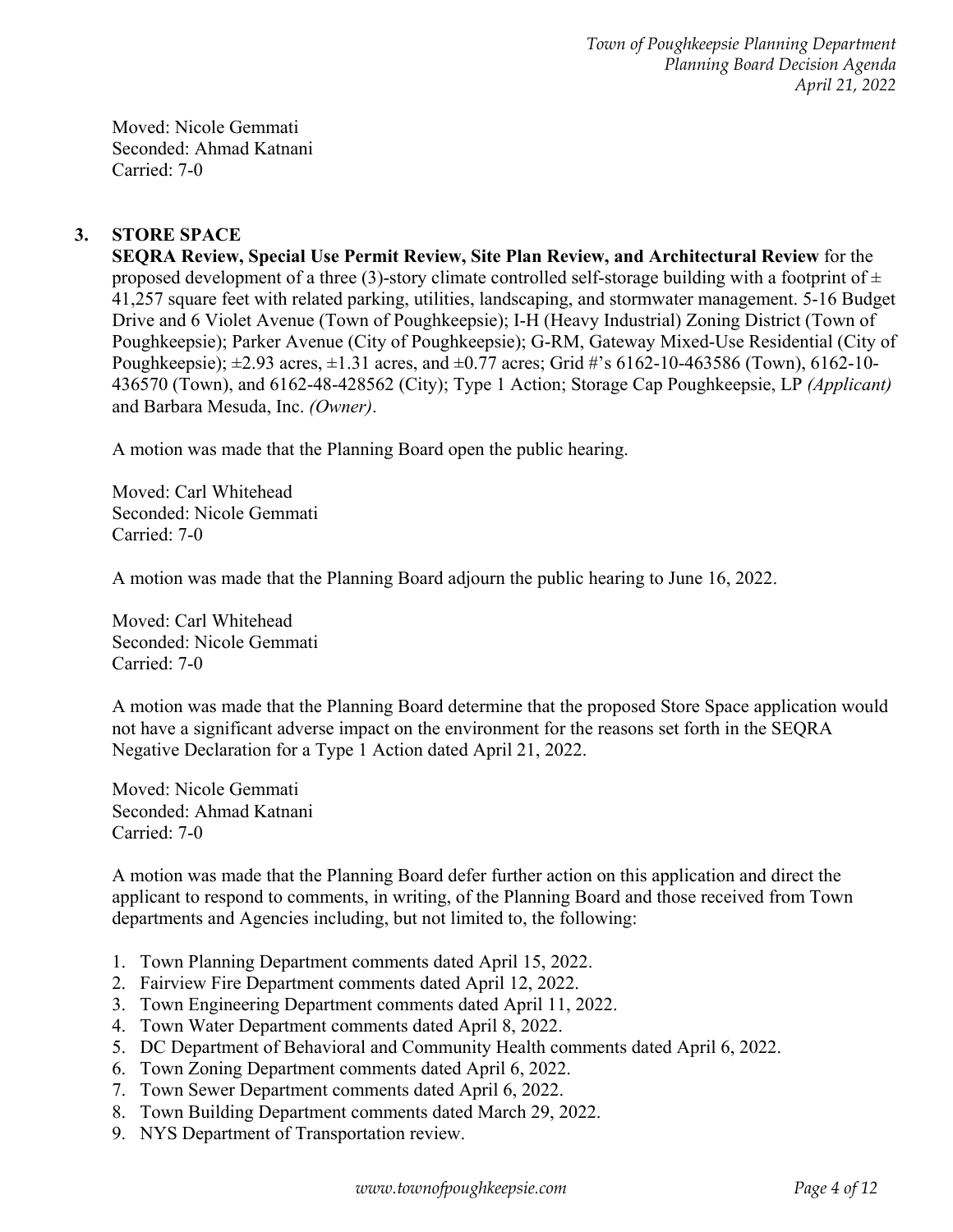Moved: Nicole Gemmati
Seconded: Ahmad Katnani
Carried: 7-0

### 3. STORE SPACE

**SEQRA Review, Special Use Permit Review, Site Plan Review, and Architectural Review** for the proposed development of a three (3)-story climate controlled self-storage building with a footprint of ± 41,257 square feet with related parking, utilities, landscaping, and stormwater management. 5-16 Budget Drive and 6 Violet Avenue (Town of Poughkeepsie); I-H (Heavy Industrial) Zoning District (Town of Poughkeepsie); Parker Avenue (City of Poughkeepsie); G-RM, Gateway Mixed-Use Residential (City of Poughkeepsie); ±2.93 acres, ±1.31 acres, and ±0.77 acres; Grid #'s 6162-10-463586 (Town), 6162-10-436570 (Town), and 6162-48-428562 (City); Type 1 Action; Storage Cap Poughkeepsie, LP *(Applicant)* and Barbara Mesuda, Inc. *(Owner)*.

A motion was made that the Planning Board open the public hearing.

Moved: Carl Whitehead
Seconded: Nicole Gemmati
Carried: 7-0

A motion was made that the Planning Board adjourn the public hearing to June 16, 2022.

Moved: Carl Whitehead
Seconded: Nicole Gemmati
Carried: 7-0

A motion was made that the Planning Board determine that the proposed Store Space application would not have a significant adverse impact on the environment for the reasons set forth in the SEQRA Negative Declaration for a Type 1 Action dated April 21, 2022.

Moved: Nicole Gemmati
Seconded: Ahmad Katnani
Carried: 7-0

A motion was made that the Planning Board defer further action on this application and direct the applicant to respond to comments, in writing, of the Planning Board and those received from Town departments and Agencies including, but not limited to, the following:

1. Town Planning Department comments dated April 15, 2022.
2. Fairview Fire Department comments dated April 12, 2022.
3. Town Engineering Department comments dated April 11, 2022.
4. Town Water Department comments dated April 8, 2022.
5. DC Department of Behavioral and Community Health comments dated April 6, 2022.
6. Town Zoning Department comments dated April 6, 2022.
7. Town Sewer Department comments dated April 6, 2022.
8. Town Building Department comments dated March 29, 2022.
9. NYS Department of Transportation review.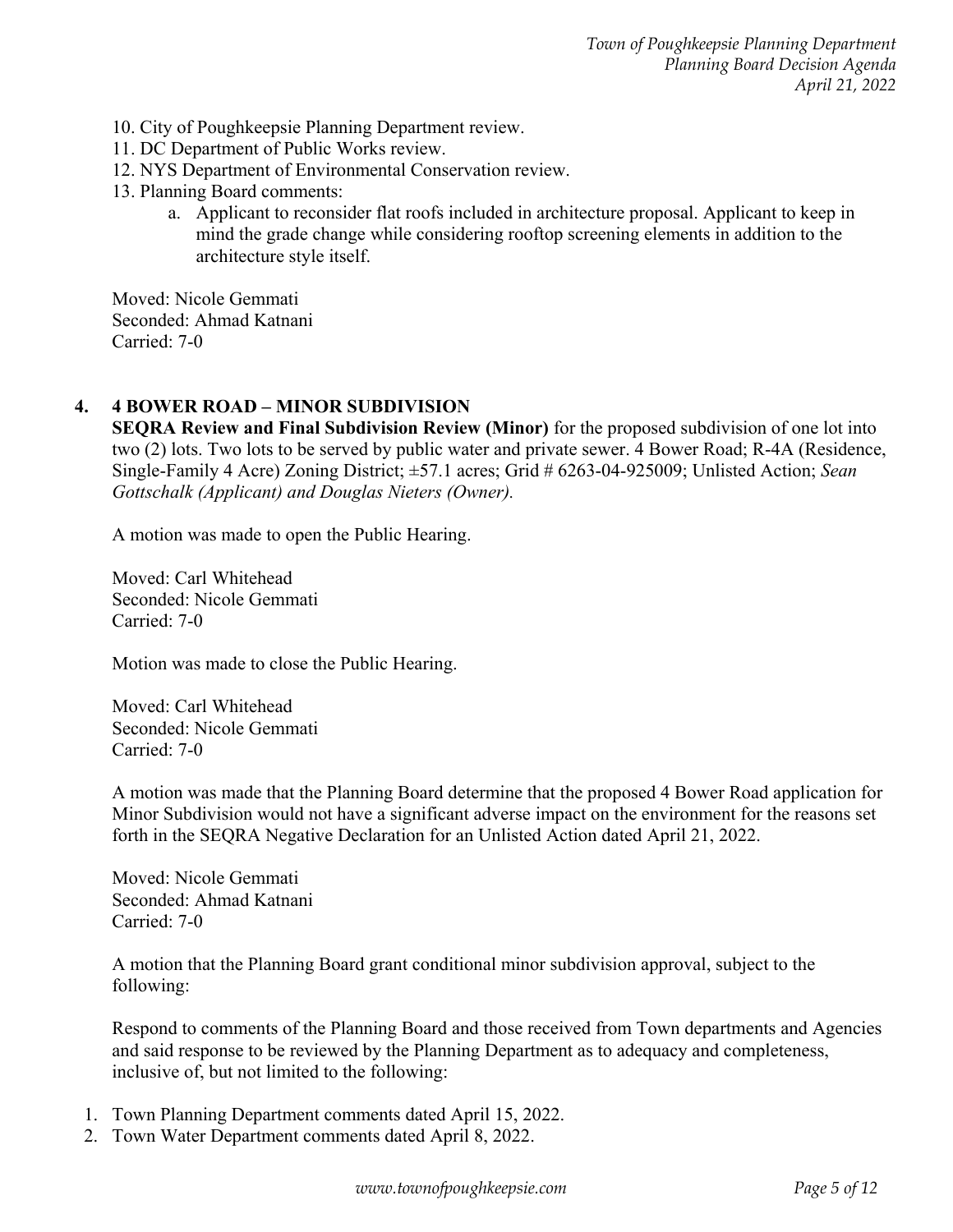10. City of Poughkeepsie Planning Department review.
11. DC Department of Public Works review.
12. NYS Department of Environmental Conservation review.
13. Planning Board comments:
    a. Applicant to reconsider flat roofs included in architecture proposal. Applicant to keep in mind the grade change while considering rooftop screening elements in addition to the architecture style itself.

Moved: Nicole Gemmati
Seconded: Ahmad Katnani
Carried: 7-0

## 4. 4 BOWER ROAD – MINOR SUBDIVISION

**SEQRA Review and Final Subdivision Review (Minor)** for the proposed subdivision of one lot into two (2) lots. Two lots to be served by public water and private sewer. 4 Bower Road; R-4A (Residence, Single-Family 4 Acre) Zoning District; ±57.1 acres; Grid # 6263-04-925009; Unlisted Action; *Sean Gottschalk (Applicant) and Douglas Nieters (Owner).*

A motion was made to open the Public Hearing.

Moved: Carl Whitehead
Seconded: Nicole Gemmati
Carried: 7-0

Motion was made to close the Public Hearing.

Moved: Carl Whitehead
Seconded: Nicole Gemmati
Carried: 7-0

A motion was made that the Planning Board determine that the proposed 4 Bower Road application for Minor Subdivision would not have a significant adverse impact on the environment for the reasons set forth in the SEQRA Negative Declaration for an Unlisted Action dated April 21, 2022.

Moved: Nicole Gemmati
Seconded: Ahmad Katnani
Carried: 7-0

A motion that the Planning Board grant conditional minor subdivision approval, subject to the following:

Respond to comments of the Planning Board and those received from Town departments and Agencies and said response to be reviewed by the Planning Department as to adequacy and completeness, inclusive of, but not limited to the following:

1. Town Planning Department comments dated April 15, 2022.
2. Town Water Department comments dated April 8, 2022.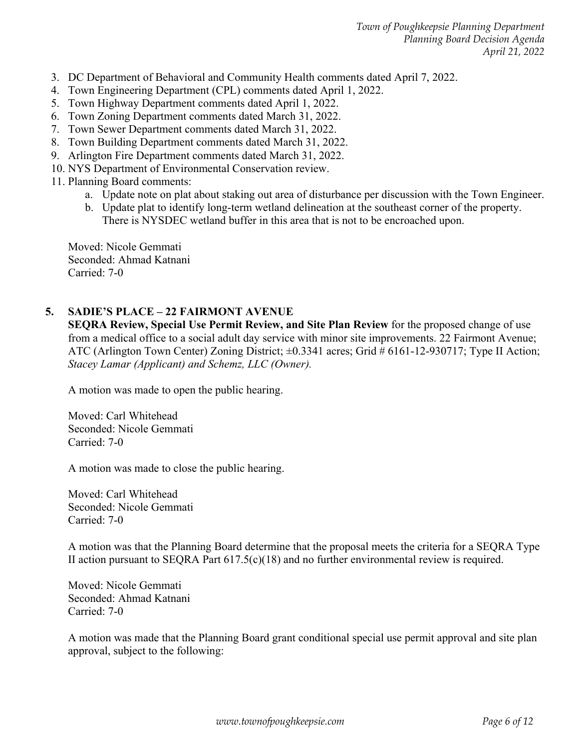3. DC Department of Behavioral and Community Health comments dated April 7, 2022.
4. Town Engineering Department (CPL) comments dated April 1, 2022.
5. Town Highway Department comments dated April 1, 2022.
6. Town Zoning Department comments dated March 31, 2022.
7. Town Sewer Department comments dated March 31, 2022.
8. Town Building Department comments dated March 31, 2022.
9. Arlington Fire Department comments dated March 31, 2022.
10. NYS Department of Environmental Conservation review.
11. Planning Board comments:
    a. Update note on plat about staking out area of disturbance per discussion with the Town Engineer.
    b. Update plat to identify long-term wetland delineation at the southeast corner of the property. There is NYSDEC wetland buffer in this area that is not to be encroached upon.

Moved: Nicole Gemmati
Seconded: Ahmad Katnani
Carried: 7-0

## 5. SADIE'S PLACE – 22 FAIRMONT AVENUE

**SEQRA Review, Special Use Permit Review, and Site Plan Review** for the proposed change of use from a medical office to a social adult day service with minor site improvements. 22 Fairmont Avenue; ATC (Arlington Town Center) Zoning District; ±0.3341 acres; Grid # 6161-12-930717; Type II Action; *Stacey Lamar (Applicant) and Schemz, LLC (Owner).*

A motion was made to open the public hearing.

Moved: Carl Whitehead
Seconded: Nicole Gemmati
Carried: 7-0

A motion was made to close the public hearing.

Moved: Carl Whitehead
Seconded: Nicole Gemmati
Carried: 7-0

A motion was that the Planning Board determine that the proposal meets the criteria for a SEQRA Type II action pursuant to SEQRA Part 617.5(c)(18) and no further environmental review is required.

Moved: Nicole Gemmati
Seconded: Ahmad Katnani
Carried: 7-0

A motion was made that the Planning Board grant conditional special use permit approval and site plan approval, subject to the following: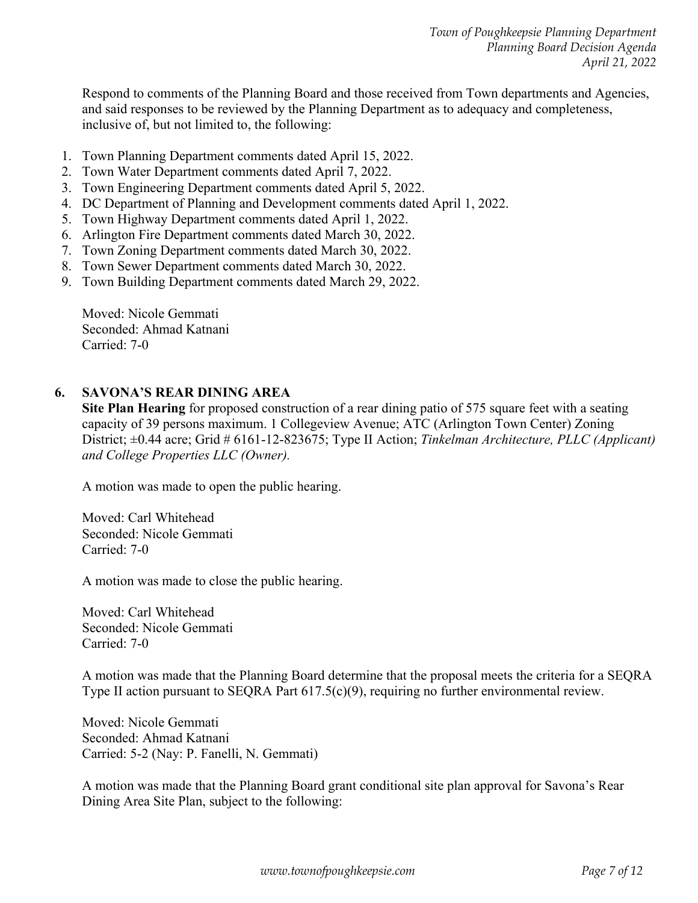Respond to comments of the Planning Board and those received from Town departments and Agencies, and said responses to be reviewed by the Planning Department as to adequacy and completeness, inclusive of, but not limited to, the following:

1. Town Planning Department comments dated April 15, 2022.
2. Town Water Department comments dated April 7, 2022.
3. Town Engineering Department comments dated April 5, 2022.
4. DC Department of Planning and Development comments dated April 1, 2022.
5. Town Highway Department comments dated April 1, 2022.
6. Arlington Fire Department comments dated March 30, 2022.
7. Town Zoning Department comments dated March 30, 2022.
8. Town Sewer Department comments dated March 30, 2022.
9. Town Building Department comments dated March 29, 2022.

Moved: Nicole Gemmati
Seconded: Ahmad Katnani
Carried: 7-0

## 6. SAVONA'S REAR DINING AREA

**Site Plan Hearing** for proposed construction of a rear dining patio of 575 square feet with a seating capacity of 39 persons maximum. 1 Collegeview Avenue; ATC (Arlington Town Center) Zoning District; ±0.44 acre; Grid # 6161-12-823675; Type II Action; *Tinkelman Architecture, PLLC (Applicant) and College Properties LLC (Owner).*

A motion was made to open the public hearing.

Moved: Carl Whitehead
Seconded: Nicole Gemmati
Carried: 7-0

A motion was made to close the public hearing.

Moved: Carl Whitehead
Seconded: Nicole Gemmati
Carried: 7-0

A motion was made that the Planning Board determine that the proposal meets the criteria for a SEQRA Type II action pursuant to SEQRA Part 617.5(c)(9), requiring no further environmental review.

Moved: Nicole Gemmati
Seconded: Ahmad Katnani
Carried: 5-2 (Nay: P. Fanelli, N. Gemmati)

A motion was made that the Planning Board grant conditional site plan approval for Savona's Rear Dining Area Site Plan, subject to the following: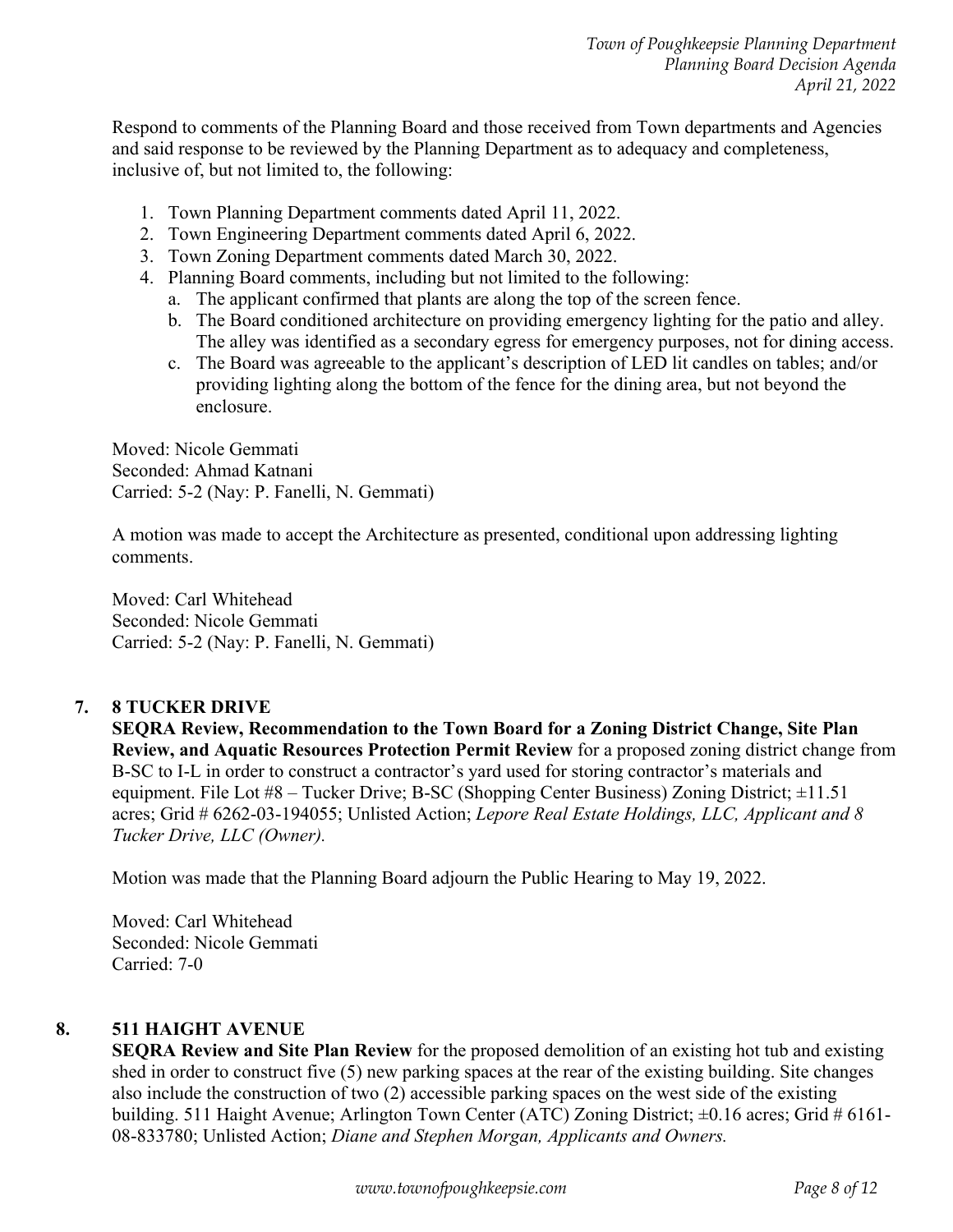Respond to comments of the Planning Board and those received from Town departments and Agencies and said response to be reviewed by the Planning Department as to adequacy and completeness, inclusive of, but not limited to, the following:

1. Town Planning Department comments dated April 11, 2022.
2. Town Engineering Department comments dated April 6, 2022.
3. Town Zoning Department comments dated March 30, 2022.
4. Planning Board comments, including but not limited to the following:
   a. The applicant confirmed that plants are along the top of the screen fence.
   b. The Board conditioned architecture on providing emergency lighting for the patio and alley. The alley was identified as a secondary egress for emergency purposes, not for dining access.
   c. The Board was agreeable to the applicant's description of LED lit candles on tables; and/or providing lighting along the bottom of the fence for the dining area, but not beyond the enclosure.

Moved: Nicole Gemmati
Seconded: Ahmad Katnani
Carried: 5-2 (Nay: P. Fanelli, N. Gemmati)

A motion was made to accept the Architecture as presented, conditional upon addressing lighting comments.

Moved: Carl Whitehead
Seconded: Nicole Gemmati
Carried: 5-2 (Nay: P. Fanelli, N. Gemmati)

## 7. 8 TUCKER DRIVE

**SEQRA Review, Recommendation to the Town Board for a Zoning District Change, Site Plan Review, and Aquatic Resources Protection Permit Review** for a proposed zoning district change from B-SC to I-L in order to construct a contractor's yard used for storing contractor's materials and equipment. File Lot #8 – Tucker Drive; B-SC (Shopping Center Business) Zoning District; ±11.51 acres; Grid # 6262-03-194055; Unlisted Action; *Lepore Real Estate Holdings, LLC, Applicant and 8 Tucker Drive, LLC (Owner).*

Motion was made that the Planning Board adjourn the Public Hearing to May 19, 2022.

Moved: Carl Whitehead
Seconded: Nicole Gemmati
Carried: 7-0

## 8. 511 HAIGHT AVENUE

**SEQRA Review and Site Plan Review** for the proposed demolition of an existing hot tub and existing shed in order to construct five (5) new parking spaces at the rear of the existing building. Site changes also include the construction of two (2) accessible parking spaces on the west side of the existing building. 511 Haight Avenue; Arlington Town Center (ATC) Zoning District; ±0.16 acres; Grid # 6161-08-833780; Unlisted Action; *Diane and Stephen Morgan, Applicants and Owners.*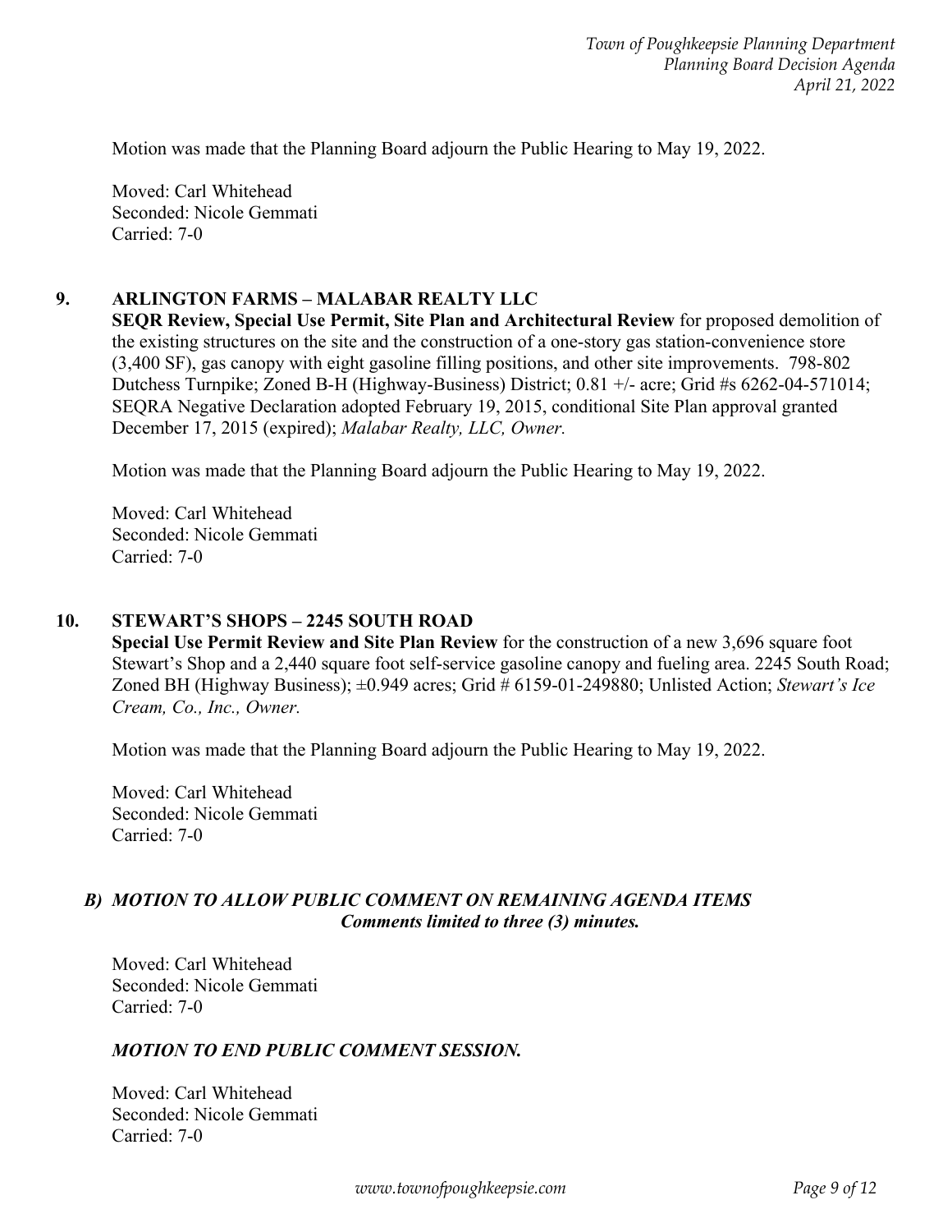Motion was made that the Planning Board adjourn the Public Hearing to May 19, 2022.

Moved: Carl Whitehead
Seconded: Nicole Gemmati
Carried: 7-0

### 9. ARLINGTON FARMS – MALABAR REALTY LLC

**SEQR Review, Special Use Permit, Site Plan and Architectural Review** for proposed demolition of the existing structures on the site and the construction of a one-story gas station-convenience store (3,400 SF), gas canopy with eight gasoline filling positions, and other site improvements. 798-802 Dutchess Turnpike; Zoned B-H (Highway-Business) District; 0.81 +/- acre; Grid #s 6262-04-571014; SEQRA Negative Declaration adopted February 19, 2015, conditional Site Plan approval granted December 17, 2015 (expired); *Malabar Realty, LLC, Owner.*

Motion was made that the Planning Board adjourn the Public Hearing to May 19, 2022.

Moved: Carl Whitehead
Seconded: Nicole Gemmati
Carried: 7-0

### 10. STEWART'S SHOPS – 2245 SOUTH ROAD

**Special Use Permit Review and Site Plan Review** for the construction of a new 3,696 square foot Stewart's Shop and a 2,440 square foot self-service gasoline canopy and fueling area. 2245 South Road; Zoned BH (Highway Business); ±0.949 acres; Grid # 6159-01-249880; Unlisted Action; *Stewart's Ice Cream, Co., Inc., Owner.*

Motion was made that the Planning Board adjourn the Public Hearing to May 19, 2022.

Moved: Carl Whitehead
Seconded: Nicole Gemmati
Carried: 7-0

### *B) MOTION TO ALLOW PUBLIC COMMENT ON REMAINING AGENDA ITEMS*
***Comments limited to three (3) minutes.***

Moved: Carl Whitehead
Seconded: Nicole Gemmati
Carried: 7-0

***MOTION TO END PUBLIC COMMENT SESSION.***

Moved: Carl Whitehead
Seconded: Nicole Gemmati
Carried: 7-0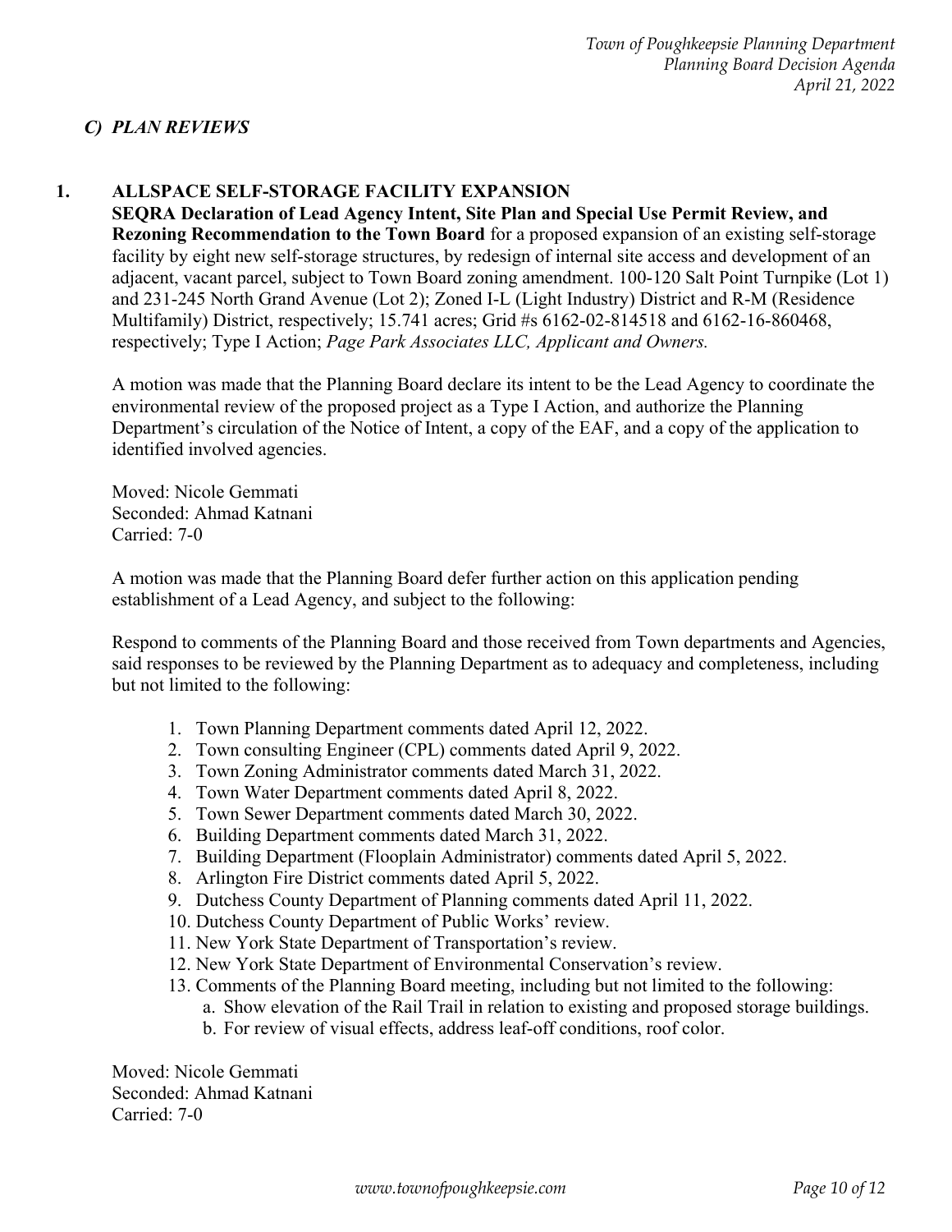### *C) PLAN REVIEWS*

**1. ALLSPACE SELF-STORAGE FACILITY EXPANSION**

**SEQRA Declaration of Lead Agency Intent, Site Plan and Special Use Permit Review, and Rezoning Recommendation to the Town Board** for a proposed expansion of an existing self-storage facility by eight new self-storage structures, by redesign of internal site access and development of an adjacent, vacant parcel, subject to Town Board zoning amendment. 100-120 Salt Point Turnpike (Lot 1) and 231-245 North Grand Avenue (Lot 2); Zoned I-L (Light Industry) District and R-M (Residence Multifamily) District, respectively; 15.741 acres; Grid #s 6162-02-814518 and 6162-16-860468, respectively; Type I Action; *Page Park Associates LLC, Applicant and Owners.*

A motion was made that the Planning Board declare its intent to be the Lead Agency to coordinate the environmental review of the proposed project as a Type I Action, and authorize the Planning Department's circulation of the Notice of Intent, a copy of the EAF, and a copy of the application to identified involved agencies.

Moved: Nicole Gemmati
Seconded: Ahmad Katnani
Carried: 7-0

A motion was made that the Planning Board defer further action on this application pending establishment of a Lead Agency, and subject to the following:

Respond to comments of the Planning Board and those received from Town departments and Agencies, said responses to be reviewed by the Planning Department as to adequacy and completeness, including but not limited to the following:

1. Town Planning Department comments dated April 12, 2022.
2. Town consulting Engineer (CPL) comments dated April 9, 2022.
3. Town Zoning Administrator comments dated March 31, 2022.
4. Town Water Department comments dated April 8, 2022.
5. Town Sewer Department comments dated March 30, 2022.
6. Building Department comments dated March 31, 2022.
7. Building Department (Flooplain Administrator) comments dated April 5, 2022.
8. Arlington Fire District comments dated April 5, 2022.
9. Dutchess County Department of Planning comments dated April 11, 2022.
10. Dutchess County Department of Public Works' review.
11. New York State Department of Transportation's review.
12. New York State Department of Environmental Conservation's review.
13. Comments of the Planning Board meeting, including but not limited to the following:
    a. Show elevation of the Rail Trail in relation to existing and proposed storage buildings.
    b. For review of visual effects, address leaf-off conditions, roof color.

Moved: Nicole Gemmati
Seconded: Ahmad Katnani
Carried: 7-0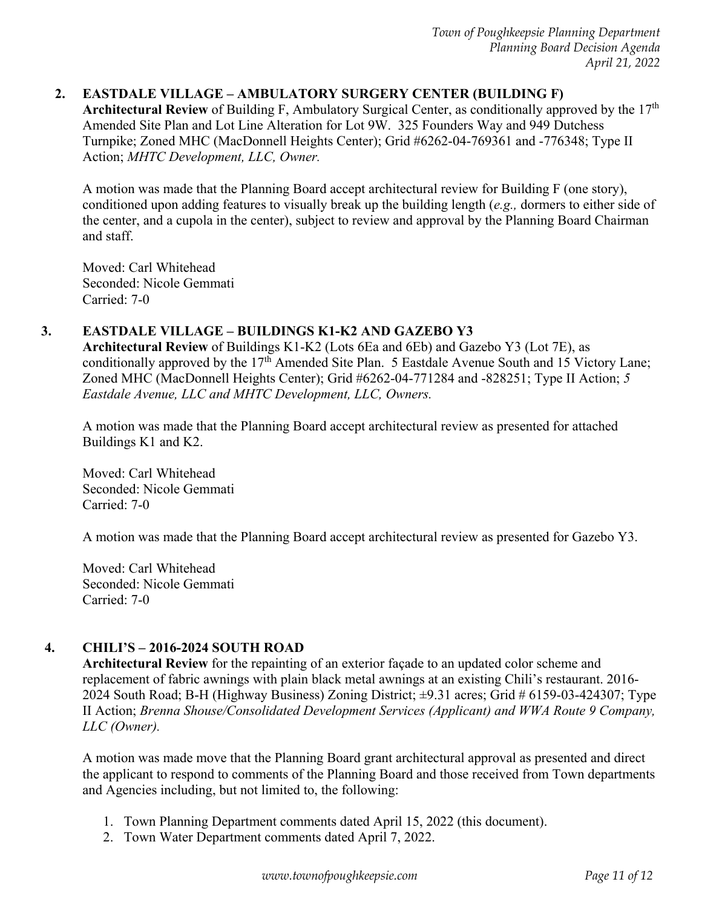## 2. EASTDALE VILLAGE – AMBULATORY SURGERY CENTER (BUILDING F)

**Architectural Review** of Building F, Ambulatory Surgical Center, as conditionally approved by the 17th Amended Site Plan and Lot Line Alteration for Lot 9W. 325 Founders Way and 949 Dutchess Turnpike; Zoned MHC (MacDonnell Heights Center); Grid #6262-04-769361 and -776348; Type II Action; *MHTC Development, LLC, Owner.*

A motion was made that the Planning Board accept architectural review for Building F (one story), conditioned upon adding features to visually break up the building length (*e.g.,* dormers to either side of the center, and a cupola in the center), subject to review and approval by the Planning Board Chairman and staff.

Moved: Carl Whitehead
Seconded: Nicole Gemmati
Carried: 7-0

## 3. EASTDALE VILLAGE – BUILDINGS K1-K2 AND GAZEBO Y3

**Architectural Review** of Buildings K1-K2 (Lots 6Ea and 6Eb) and Gazebo Y3 (Lot 7E), as conditionally approved by the 17th Amended Site Plan. 5 Eastdale Avenue South and 15 Victory Lane; Zoned MHC (MacDonnell Heights Center); Grid #6262-04-771284 and -828251; Type II Action; *5 Eastdale Avenue, LLC and MHTC Development, LLC, Owners.*

A motion was made that the Planning Board accept architectural review as presented for attached Buildings K1 and K2.

Moved: Carl Whitehead
Seconded: Nicole Gemmati
Carried: 7-0

A motion was made that the Planning Board accept architectural review as presented for Gazebo Y3.

Moved: Carl Whitehead
Seconded: Nicole Gemmati
Carried: 7-0

## 4. CHILI'S – 2016-2024 SOUTH ROAD

**Architectural Review** for the repainting of an exterior façade to an updated color scheme and replacement of fabric awnings with plain black metal awnings at an existing Chili's restaurant. 2016-2024 South Road; B-H (Highway Business) Zoning District; ±9.31 acres; Grid # 6159-03-424307; Type II Action; *Brenna Shouse/Consolidated Development Services (Applicant) and WWA Route 9 Company, LLC (Owner).*

A motion was made move that the Planning Board grant architectural approval as presented and direct the applicant to respond to comments of the Planning Board and those received from Town departments and Agencies including, but not limited to, the following:

1. Town Planning Department comments dated April 15, 2022 (this document).
2. Town Water Department comments dated April 7, 2022.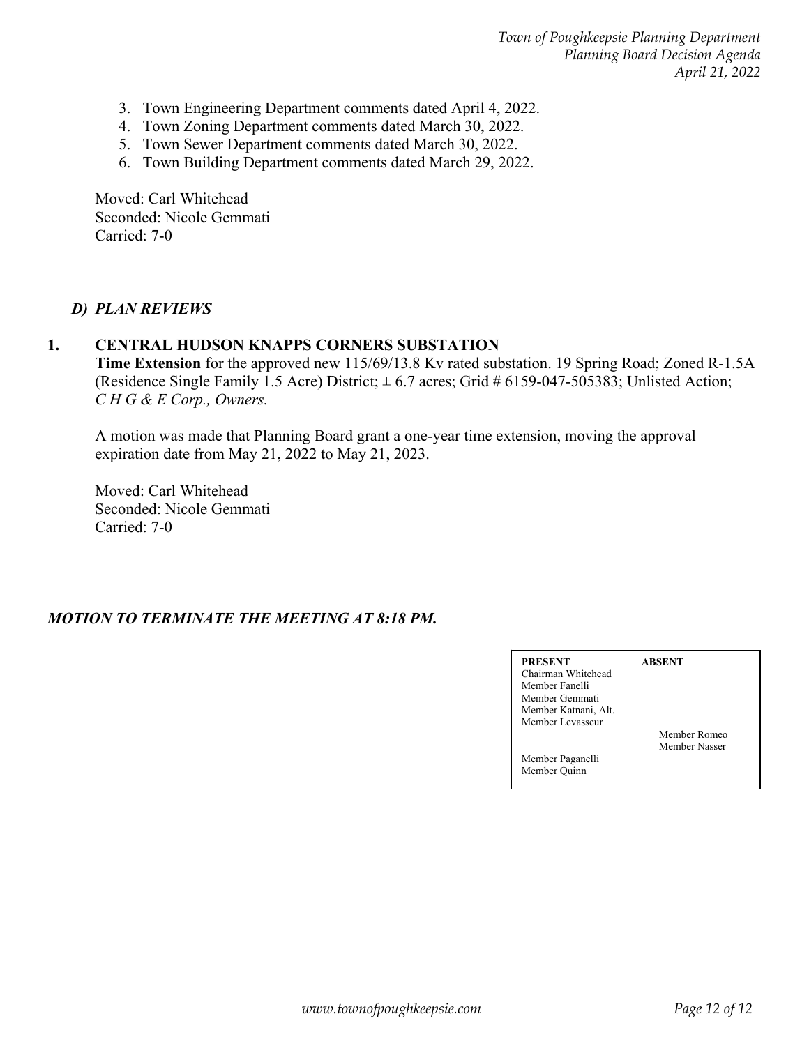3. Town Engineering Department comments dated April 4, 2022.
4. Town Zoning Department comments dated March 30, 2022.
5. Town Sewer Department comments dated March 30, 2022.
6. Town Building Department comments dated March 29, 2022.

Moved: Carl Whitehead
Seconded: Nicole Gemmati
Carried: 7-0

### *D) PLAN REVIEWS*

**1. CENTRAL HUDSON KNAPPS CORNERS SUBSTATION**

**Time Extension** for the approved new 115/69/13.8 Kv rated substation. 19 Spring Road; Zoned R-1.5A (Residence Single Family 1.5 Acre) District; ± 6.7 acres; Grid # 6159-047-505383; Unlisted Action; *C H G & E Corp., Owners.*

A motion was made that Planning Board grant a one-year time extension, moving the approval expiration date from May 21, 2022 to May 21, 2023.

Moved: Carl Whitehead
Seconded: Nicole Gemmati
Carried: 7-0

***MOTION TO TERMINATE THE MEETING AT 8:18 PM.***

| PRESENT | ABSENT |
| --- | --- |
| Chairman Whitehead | |
| Member Fanelli | |
| Member Gemmati | |
| Member Katnani, Alt. | |
| Member Levasseur | |
| | Member Romeo |
| | Member Nasser |
| Member Paganelli | |
| Member Quinn | |